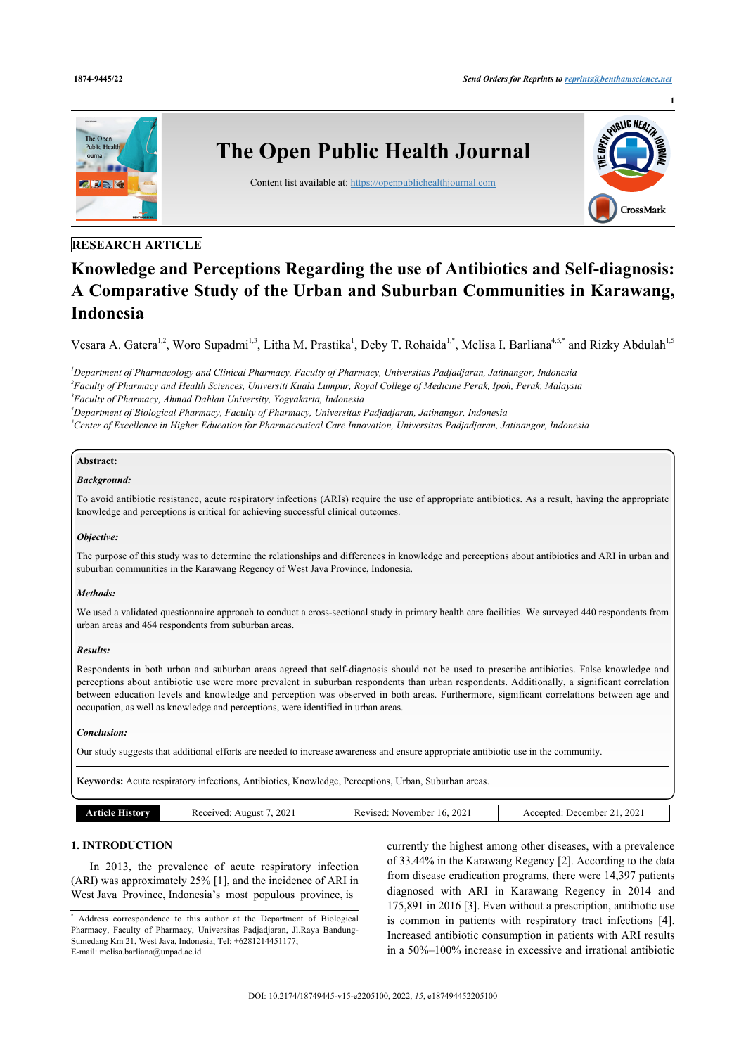RESEARCH ARTICLE

# Knowledge and Perceptions Regarding the use of Antibiotics and Self-diagnosis: A Comparative Study of the Urban and Suburban Communities in Karawang, Indonesia

Vesara A. Gatera[1,2], Woro Supadmi[1,3], Litha M. Prastika[1], Deby T. Rohaida[1,*], Melisa I. Barliana[4,5,*] and Rizky Abdulah[1,5]

[1]*Department of Pharmacology and Clinical Pharmacy, Faculty of Pharmacy, Universitas Padjadjaran, Jatinangor, Indonesia*
[2]*Faculty of Pharmacy and Health Sciences, Universiti Kuala Lumpur, Royal College of Medicine Perak, Ipoh, Perak, Malaysia*
[3]*Faculty of Pharmacy, Ahmad Dahlan University, Yogyakarta, Indonesia*
[4]*Department of Biological Pharmacy, Faculty of Pharmacy, Universitas Padjadjaran, Jatinangor, Indonesia*
[5]*Center of Excellence in Higher Education for Pharmaceutical Care Innovation, Universitas Padjadjaran, Jatinangor, Indonesia*

**Abstract:**

***Background:***

To avoid antibiotic resistance, acute respiratory infections (ARIs) require the use of appropriate antibiotics. As a result, having the appropriate knowledge and perceptions is critical for achieving successful clinical outcomes.

***Objective:***

The purpose of this study was to determine the relationships and differences in knowledge and perceptions about antibiotics and ARI in urban and suburban communities in the Karawang Regency of West Java Province, Indonesia.

***Methods:***

We used a validated questionnaire approach to conduct a cross-sectional study in primary health care facilities. We surveyed 440 respondents from urban areas and 464 respondents from suburban areas.

***Results:***

Respondents in both urban and suburban areas agreed that self-diagnosis should not be used to prescribe antibiotics. False knowledge and perceptions about antibiotic use were more prevalent in suburban respondents than urban respondents. Additionally, a significant correlation between education levels and knowledge and perception was observed in both areas. Furthermore, significant correlations between age and occupation, as well as knowledge and perceptions, were identified in urban areas.

***Conclusion:***

Our study suggests that additional efforts are needed to increase awareness and ensure appropriate antibiotic use in the community.

**Keywords:** Acute respiratory infections, Antibiotics, Knowledge, Perceptions, Urban, Suburban areas.

| Article History | Received: August 7, 2021 | Revised: November 16, 2021 | Accepted: December 21, 2021 |
|---|---|---|---|

## 1. INTRODUCTION

In 2013, the prevalence of acute respiratory infection (ARI) was approximately 25% [1], and the incidence of ARI in West Java Province, Indonesia's most populous province, is currently the highest among other diseases, with a prevalence of 33.44% in the Karawang Regency [2]. According to the data from disease eradication programs, there were 14,397 patients diagnosed with ARI in Karawang Regency in 2014 and 175,891 in 2016 [3]. Even without a prescription, antibiotic use is common in patients with respiratory tract infections [4]. Increased antibiotic consumption in patients with ARI results in a 50%–100% increase in excessive and irrational antibiotic

---

[*] Address correspondence to this author at the Department of Biological Pharmacy, Faculty of Pharmacy, Universitas Padjadjaran, Jl.Raya Bandung-Sumedang Km 21, West Java, Indonesia; Tel: +6281214451177; E-mail: melisa.barliana@unpad.ac.id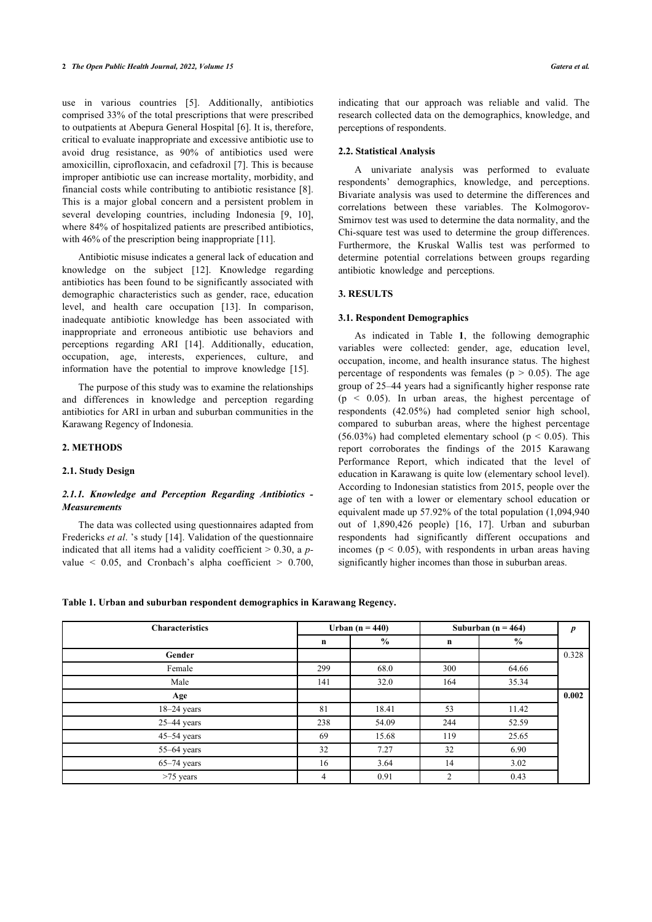use in various countries [5]. Additionally, antibiotics comprised 33% of the total prescriptions that were prescribed to outpatients at Abepura General Hospital [6]. It is, therefore, critical to evaluate inappropriate and excessive antibiotic use to avoid drug resistance, as 90% of antibiotics used were amoxicillin, ciprofloxacin, and cefadroxil [7]. This is because improper antibiotic use can increase mortality, morbidity, and financial costs while contributing to antibiotic resistance [8]. This is a major global concern and a persistent problem in several developing countries, including Indonesia [9, 10], where 84% of hospitalized patients are prescribed antibiotics, with 46% of the prescription being inappropriate [11].

Antibiotic misuse indicates a general lack of education and knowledge on the subject [12]. Knowledge regarding antibiotics has been found to be significantly associated with demographic characteristics such as gender, race, education level, and health care occupation [13]. In comparison, inadequate antibiotic knowledge has been associated with inappropriate and erroneous antibiotic use behaviors and perceptions regarding ARI [14]. Additionally, education, occupation, age, interests, experiences, culture, and information have the potential to improve knowledge [15].

The purpose of this study was to examine the relationships and differences in knowledge and perception regarding antibiotics for ARI in urban and suburban communities in the Karawang Regency of Indonesia.

## 2. METHODS

### 2.1. Study Design

#### *2.1.1. Knowledge and Perception Regarding Antibiotics - Measurements*

The data was collected using questionnaires adapted from Fredericks *et al*. 's study [14]. Validation of the questionnaire indicated that all items had a validity coefficient > 0.30, a *p*-value < 0.05, and Cronbach's alpha coefficient > 0.700, indicating that our approach was reliable and valid. The research collected data on the demographics, knowledge, and perceptions of respondents.

### 2.2. Statistical Analysis

A univariate analysis was performed to evaluate respondents' demographics, knowledge, and perceptions. Bivariate analysis was used to determine the differences and correlations between these variables. The Kolmogorov-Smirnov test was used to determine the data normality, and the Chi-square test was used to determine the group differences. Furthermore, the Kruskal Wallis test was performed to determine potential correlations between groups regarding antibiotic knowledge and perceptions.

## 3. RESULTS

### 3.1. Respondent Demographics

As indicated in Table **1**, the following demographic variables were collected: gender, age, education level, occupation, income, and health insurance status. The highest percentage of respondents was females ($p > 0.05$). The age group of 25–44 years had a significantly higher response rate ($p < 0.05$). In urban areas, the highest percentage of respondents (42.05%) had completed senior high school, compared to suburban areas, where the highest percentage (56.03%) had completed elementary school ($p < 0.05$). This report corroborates the findings of the 2015 Karawang Performance Report, which indicated that the level of education in Karawang is quite low (elementary school level). According to Indonesian statistics from 2015, people over the age of ten with a lower or elementary school education or equivalent made up 57.92% of the total population (1,094,940 out of 1,890,426 people) [16, 17]. Urban and suburban respondents had significantly different occupations and incomes ($p < 0.05$), with respondents in urban areas having significantly higher incomes than those in suburban areas.

**Table 1. Urban and suburban respondent demographics in Karawang Regency.**

| Characteristics | Urban (n = 440) | | Suburban (n = 464) | | *p* |
|---|---|---|---|---|---|
| | n | % | n | % | |
| **Gender** | | | | | 0.328 |
| Female | 299 | 68.0 | 300 | 64.66 | |
| Male | 141 | 32.0 | 164 | 35.34 | |
| **Age** | | | | | **0.002** |
| 18–24 years | 81 | 18.41 | 53 | 11.42 | |
| 25–44 years | 238 | 54.09 | 244 | 52.59 | |
| 45–54 years | 69 | 15.68 | 119 | 25.65 | |
| 55–64 years | 32 | 7.27 | 32 | 6.90 | |
| 65–74 years | 16 | 3.64 | 14 | 3.02 | |
| >75 years | 4 | 0.91 | 2 | 0.43 | |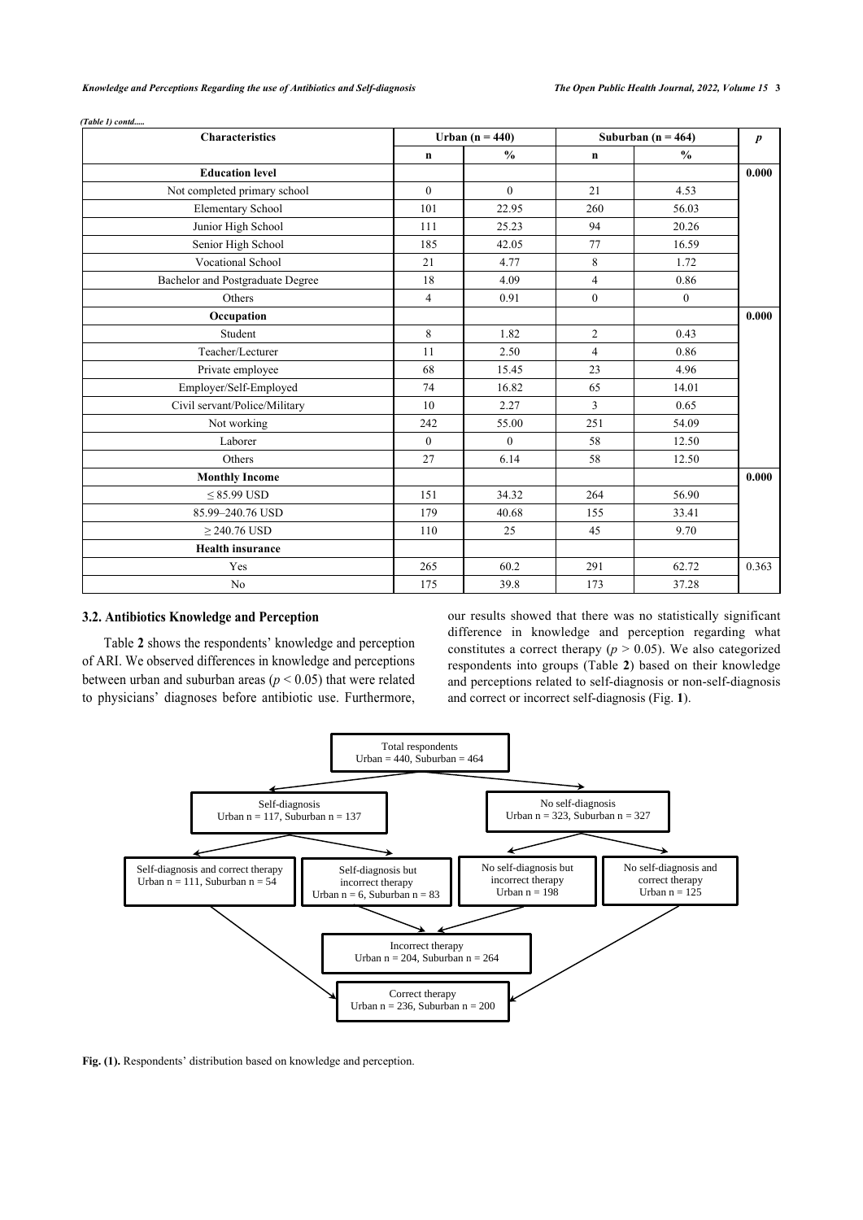*(Table 1) contd.....*

| Characteristics | Urban (n = 440) | | Suburban (n = 464) | | $p$ |
|---|---|---|---|---|---|
| | n | % | n | % | |
| **Education level** | | | | | **0.000** |
| Not completed primary school | 0 | 0 | 21 | 4.53 | |
| Elementary School | 101 | 22.95 | 260 | 56.03 | |
| Junior High School | 111 | 25.23 | 94 | 20.26 | |
| Senior High School | 185 | 42.05 | 77 | 16.59 | |
| Vocational School | 21 | 4.77 | 8 | 1.72 | |
| Bachelor and Postgraduate Degree | 18 | 4.09 | 4 | 0.86 | |
| Others | 4 | 0.91 | 0 | 0 | |
| **Occupation** | | | | | **0.000** |
| Student | 8 | 1.82 | 2 | 0.43 | |
| Teacher/Lecturer | 11 | 2.50 | 4 | 0.86 | |
| Private employee | 68 | 15.45 | 23 | 4.96 | |
| Employer/Self-Employed | 74 | 16.82 | 65 | 14.01 | |
| Civil servant/Police/Military | 10 | 2.27 | 3 | 0.65 | |
| Not working | 242 | 55.00 | 251 | 54.09 | |
| Laborer | 0 | 0 | 58 | 12.50 | |
| Others | 27 | 6.14 | 58 | 12.50 | |
| **Monthly Income** | | | | | **0.000** |
| ≤ 85.99 USD | 151 | 34.32 | 264 | 56.90 | |
| 85.99–240.76 USD | 179 | 40.68 | 155 | 33.41 | |
| ≥ 240.76 USD | 110 | 25 | 45 | 9.70 | |
| **Health insurance** | | | | | |
| Yes | 265 | 60.2 | 291 | 62.72 | 0.363 |
| No | 175 | 39.8 | 173 | 37.28 | |

### 3.2. Antibiotics Knowledge and Perception

Table **2** shows the respondents' knowledge and perception of ARI. We observed differences in knowledge and perceptions between urban and suburban areas ($p < 0.05$) that were related to physicians' diagnoses before antibiotic use. Furthermore, our results showed that there was no statistically significant difference in knowledge and perception regarding what constitutes a correct therapy ($p > 0.05$). We also categorized respondents into groups (Table **2**) based on their knowledge and perceptions related to self-diagnosis or non-self-diagnosis and correct or incorrect self-diagnosis (Fig. **1**).

Total respondents
Urban = 440, Suburban = 464

Self-diagnosis
Urban n = 117, Suburban n = 137

No self-diagnosis
Urban n = 323, Suburban n = 327

Self-diagnosis and correct therapy
Urban n = 111, Suburban n = 54

Self-diagnosis but incorrect therapy
Urban n = 6, Suburban n = 83

No self-diagnosis but incorrect therapy
Urban n = 198

No self-diagnosis and correct therapy
Urban n = 125

Incorrect therapy
Urban n = 204, Suburban n = 264

Correct therapy
Urban n = 236, Suburban n = 200

**Fig. (1).** Respondents' distribution based on knowledge and perception.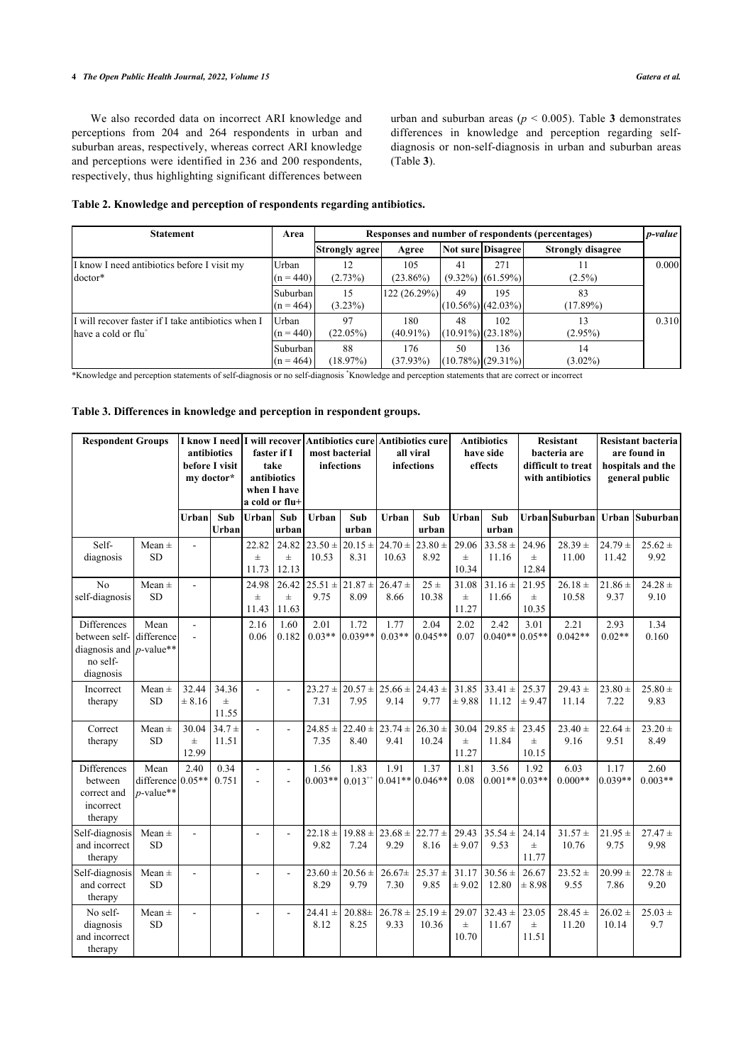We also recorded data on incorrect ARI knowledge and perceptions from 204 and 264 respondents in urban and suburban areas, respectively, whereas correct ARI knowledge and perceptions were identified in 236 and 200 respondents, respectively, thus highlighting significant differences between urban and suburban areas ($p < 0.005$). Table **3** demonstrates differences in knowledge and perception regarding self-diagnosis or non-self-diagnosis in urban and suburban areas (Table **3**).

**Table 2. Knowledge and perception of respondents regarding antibiotics.**

| Statement | Area | Responses and number of respondents (percentages) | | | | | *p-value* |
|---|---|---|---|---|---|---|---|
| | | Strongly agree | Agree | Not sure | Disagree | Strongly disagree | |
| I know I need antibiotics before I visit my doctor* | Urban (n = 440) | 12 (2.73%) | 105 (23.86%) | 41 (9.32%) | 271 (61.59%) | 11 (2.5%) | 0.000 |
| | Suburban (n = 464) | 15 (3.23%) | 122 (26.29%) | 49 (10.56%) | 195 (42.03%) | 83 (17.89%) | |
| I will recover faster if I take antibiotics when I have a cold or flu+ | Urban (n = 440) | 97 (22.05%) | 180 (40.91%) | 48 (10.91%) | 102 (23.18%) | 13 (2.95%) | 0.310 |
| | Suburban (n = 464) | 88 (18.97%) | 176 (37.93%) | 50 (10.78%) | 136 (29.31%) | 14 (3.02%) | |

*Knowledge and perception statements of self-diagnosis or no self-diagnosis +Knowledge and perception statements that are correct or incorrect

**Table 3. Differences in knowledge and perception in respondent groups.**

| Respondent Groups | | I know I need antibiotics before I visit my doctor* | | I will recover faster if I take antibiotics when I have a cold or flu+ | | Antibiotics cure most bacterial infections | | Antibiotics cure all viral infections | | Antibiotics have side effects | | Resistant bacteria are difficult to treat with antibiotics | | Resistant bacteria are found in hospitals and the general public | |
|---|---|---|---|---|---|---|---|---|---|---|---|---|---|---|---|
| | | Urban | Sub Urban | Urban | Sub urban | Urban | Sub urban | Urban | Sub urban | Urban | Sub urban | Urban | Suburban | Urban | Suburban |
| Self-diagnosis | Mean ± SD | - | | 22.82 ± 11.73 | 24.82 ± 12.13 | 23.50 ± 10.53 | 20.15 ± 8.31 | 24.70 ± 10.63 | 23.80 ± 8.92 | 29.06 ± 10.34 | 33.58 ± 11.16 | 24.96 ± 12.84 | 28.39 ± 11.00 | 24.79 ± 11.42 | 25.62 ± 9.92 |
| No self-diagnosis | Mean ± SD | - | | 24.98 ± 11.43 | 26.42 ± 11.63 | 25.51 ± 9.75 | 21.87 ± 8.09 | 26.47 ± 8.66 | 25 ± 10.38 | 31.08 ± 11.27 | 31.16 ± 11.66 | 21.95 ± 10.35 | 26.18 ± 10.58 | 21.86 ± 9.37 | 24.28 ± 9.10 |
| Differences between self-diagnosis and no self-diagnosis | Mean difference *p*-value** | - - | | 2.16 0.06 | 1.60 0.182 | 2.01 0.03** | 1.72 0.039** | 1.77 0.03** | 2.04 0.045** | 2.02 0.07 | 2.42 0.040** | 3.01 0.05** | 2.21 0.042** | 2.93 0.02** | 1.34 0.160 |
| Incorrect therapy | Mean ± SD | 32.44 ± 8.16 | 34.36 ± 11.55 | - | - | 23.27 ± 7.31 | 20.57 ± 7.95 | 25.66 ± 9.14 | 24.43 ± 9.77 | 31.85 ± 9.88 | 33.41 ± 11.12 | 25.37 ± 9.47 | 29.43 ± 11.14 | 23.80 ± 7.22 | 25.80 ± 9.83 |
| Correct therapy | Mean ± SD | 30.04 ± 12.99 | 34.7 ± 11.51 | - | - | 24.85 ± 7.35 | 22.40 ± 8.40 | 23.74 ± 9.41 | 26.30 ± 10.24 | 30.04 ± 11.27 | 29.85 ± 11.84 | 23.45 ± 10.15 | 23.40 ± 9.16 | 22.64 ± 9.51 | 23.20 ± 8.49 |
| Differences between correct and incorrect therapy | Mean difference *p*-value** | 2.40 0.05** | 0.34 0.751 | - - | - - | 1.56 0.003** | 1.83 0.013++ | 1.91 0.041** | 1.37 0.046** | 1.81 0.08 | 3.56 0.001** | 1.92 0.03** | 6.03 0.000** | 1.17 0.039** | 2.60 0.003** |
| Self-diagnosis and incorrect therapy | Mean ± SD | - | | - | - | 22.18 ± 9.82 | 19.88 ± 7.24 | 23.68 ± 9.29 | 22.77 ± 8.16 | 29.43 ± 9.07 | 35.54 ± 9.53 | 24.14 ± 11.77 | 31.57 ± 10.76 | 21.95 ± 9.75 | 27.47 ± 9.98 |
| Self-diagnosis and correct therapy | Mean ± SD | - | | - | - | 23.60 ± 8.29 | 20.56 ± 9.79 | 26.67± 7.30 | 25.37 ± 9.85 | 31.17 ± 9.02 | 30.56 ± 12.80 | 26.67 ± 8.98 | 23.52 ± 9.55 | 20.99 ± 7.86 | 22.78 ± 9.20 |
| No self-diagnosis and incorrect therapy | Mean ± SD | - | | - | - | 24.41 ± 8.12 | 20.88± 8.25 | 26.78 ± 9.33 | 25.19 ± 10.36 | 29.07 ± 10.70 | 32.43 ± 11.67 | 23.05 ± 11.51 | 28.45 ± 11.20 | 26.02 ± 10.14 | 25.03 ± 9.7 |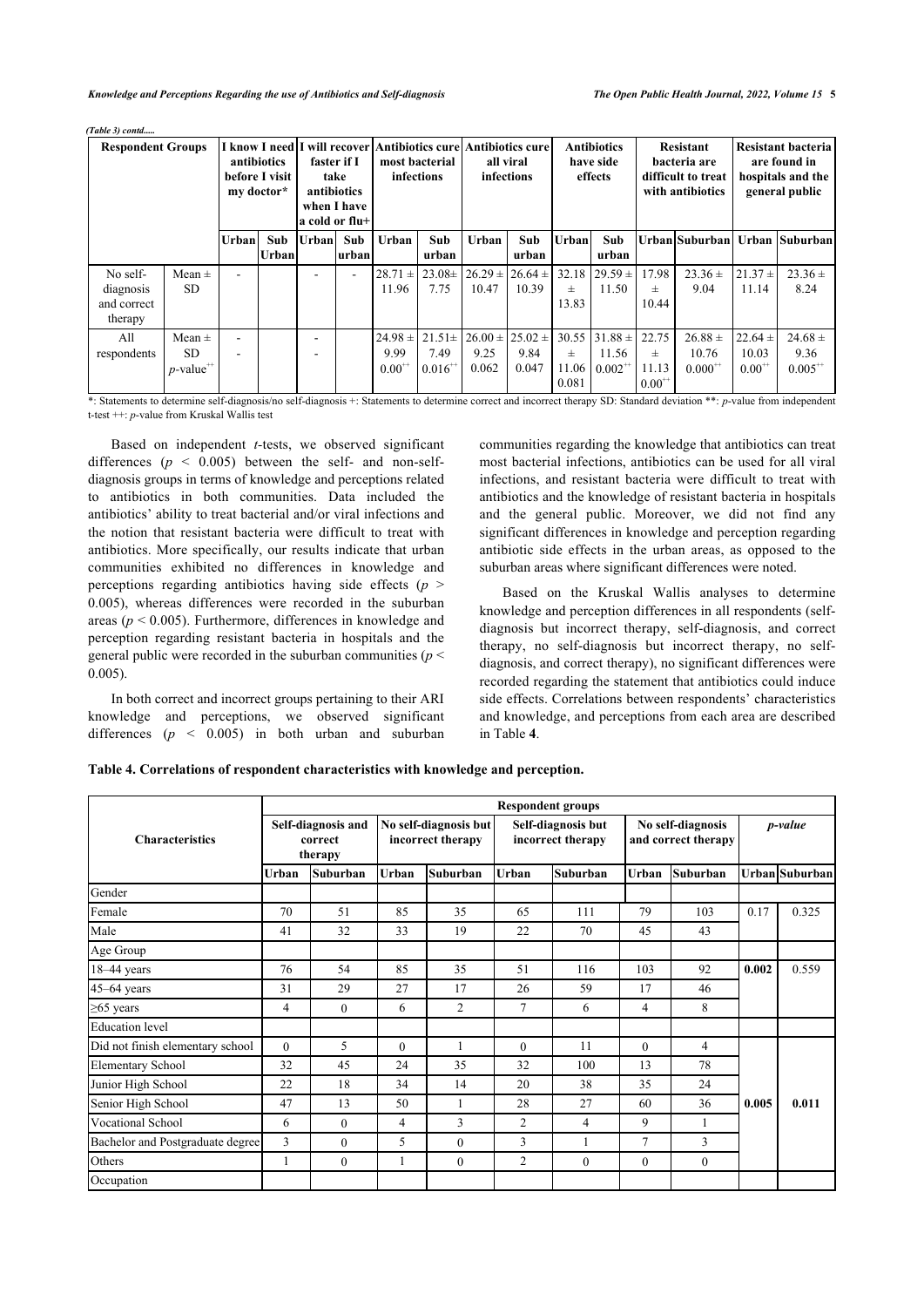*(Table 3) contd.....*

| Respondent Groups | | I know I need antibiotics before I visit my doctor* | | I will recover faster if I take antibiotics when I have a cold or flu+ | | Antibiotics cure most bacterial infections | | Antibiotics cure all viral infections | | Antibiotics have side effects | | Resistant bacteria are difficult to treat with antibiotics | | Resistant bacteria are found in hospitals and the general public | |
|---|---|---|---|---|---|---|---|---|---|---|---|---|---|---|---|
| | | Urban | Sub Urban | Urban | Sub urban | Urban | Sub urban | Urban | Sub urban | Urban | Sub urban | Urban | Suburban | Urban | Suburban |
| No self-diagnosis and correct therapy | Mean ± SD | - | | - | - | 28.71 ± 11.96 | 23.08± 7.75 | 26.29 ± 10.47 | 26.64 ± 10.39 | 32.18 ± 13.83 | 29.59 ± 11.50 | 17.98 ± 10.44 | 23.36 ± 9.04 | 21.37 ± 11.14 | 23.36 ± 8.24 |
| All respondents | Mean ± SD $p$-value++ | - - | | - - | | 24.98 ± 9.99 0.00++ | 21.51± 7.49 0.016++ | 26.00 ± 9.25 0.062 | 25.02 ± 9.84 0.047 | 30.55 ± 11.06 0.081 | 31.88 ± 11.56 0.002++ | 22.75 ± 11.13 0.00++ | 26.88 ± 10.76 0.000++ | 22.64 ± 10.03 0.00++ | 24.68 ± 9.36 0.005++ |

*: Statements to determine self-diagnosis/no self-diagnosis +: Statements to determine correct and incorrect therapy SD: Standard deviation **: $p$-value from independent t-test ++: $p$-value from Kruskal Wallis test

Based on independent $t$-tests, we observed significant differences ($p < 0.005$) between the self- and non-self-diagnosis groups in terms of knowledge and perceptions related to antibiotics in both communities. Data included the antibiotics' ability to treat bacterial and/or viral infections and the notion that resistant bacteria were difficult to treat with antibiotics. More specifically, our results indicate that urban communities exhibited no differences in knowledge and perceptions regarding antibiotics having side effects ($p > 0.005$), whereas differences were recorded in the suburban areas ($p < 0.005$). Furthermore, differences in knowledge and perception regarding resistant bacteria in hospitals and the general public were recorded in the suburban communities ($p < 0.005$).

In both correct and incorrect groups pertaining to their ARI knowledge and perceptions, we observed significant differences ($p < 0.005$) in both urban and suburban communities regarding the knowledge that antibiotics can treat most bacterial infections, antibiotics can be used for all viral infections, and resistant bacteria were difficult to treat with antibiotics and the knowledge of resistant bacteria in hospitals and the general public. Moreover, we did not find any significant differences in knowledge and perception regarding antibiotic side effects in the urban areas, as opposed to the suburban areas where significant differences were noted.

Based on the Kruskal Wallis analyses to determine knowledge and perception differences in all respondents (self-diagnosis but incorrect therapy, self-diagnosis, and correct therapy, no self-diagnosis but incorrect therapy, no self-diagnosis, and correct therapy), no significant differences were recorded regarding the statement that antibiotics could induce side effects. Correlations between respondents' characteristics and knowledge, and perceptions from each area are described in Table **4**.

**Table 4. Correlations of respondent characteristics with knowledge and perception.**

| Characteristics | Respondent groups | | | | | | | | | |
|---|---|---|---|---|---|---|---|---|---|---|
| | Self-diagnosis and correct therapy | | No self-diagnosis but incorrect therapy | | Self-diagnosis but incorrect therapy | | No self-diagnosis and correct therapy | | *p-value* | |
| | Urban | Suburban | Urban | Suburban | Urban | Suburban | Urban | Suburban | Urban | Suburban |
| Gender | | | | | | | | | | |
| Female | 70 | 51 | 85 | 35 | 65 | 111 | 79 | 103 | 0.17 | 0.325 |
| Male | 41 | 32 | 33 | 19 | 22 | 70 | 45 | 43 | | |
| Age Group | | | | | | | | | | |
| 18–44 years | 76 | 54 | 85 | 35 | 51 | 116 | 103 | 92 | **0.002** | 0.559 |
| 45–64 years | 31 | 29 | 27 | 17 | 26 | 59 | 17 | 46 | | |
| ≥65 years | 4 | 0 | 6 | 2 | 7 | 6 | 4 | 8 | | |
| Education level | | | | | | | | | | |
| Did not finish elementary school | 0 | 5 | 0 | 1 | 0 | 11 | 0 | 4 | | |
| Elementary School | 32 | 45 | 24 | 35 | 32 | 100 | 13 | 78 | | |
| Junior High School | 22 | 18 | 34 | 14 | 20 | 38 | 35 | 24 | | |
| Senior High School | 47 | 13 | 50 | 1 | 28 | 27 | 60 | 36 | **0.005** | **0.011** |
| Vocational School | 6 | 0 | 4 | 3 | 2 | 4 | 9 | 1 | | |
| Bachelor and Postgraduate degree | 3 | 0 | 5 | 0 | 3 | 1 | 7 | 3 | | |
| Others | 1 | 0 | 1 | 0 | 2 | 0 | 0 | 0 | | |
| Occupation | | | | | | | | | | |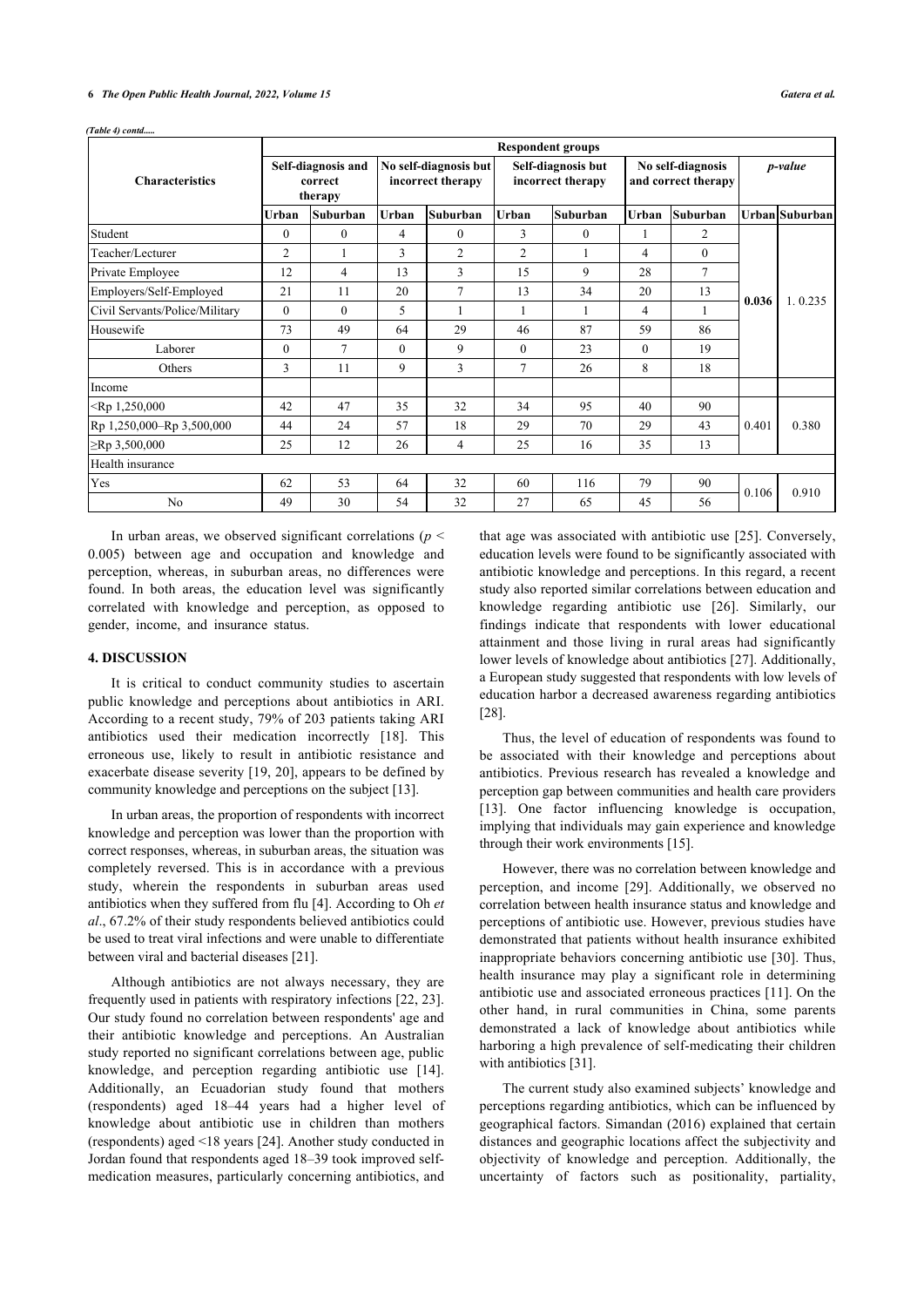*(Table 4) contd.....*

| Characteristics | Respondent groups | | | | | | | | | |
|---|---|---|---|---|---|---|---|---|---|---|
| | Self-diagnosis and correct therapy | | No self-diagnosis but incorrect therapy | | Self-diagnosis but incorrect therapy | | No self-diagnosis and correct therapy | | *p-value* | |
| | Urban | Suburban | Urban | Suburban | Urban | Suburban | Urban | Suburban | Urban | Suburban |
| Student | 0 | 0 | 4 | 0 | 3 | 0 | 1 | 2 | **0.036** | 1. 0.235 |
| Teacher/Lecturer | 2 | 1 | 3 | 2 | 2 | 1 | 4 | 0 | | |
| Private Employee | 12 | 4 | 13 | 3 | 15 | 9 | 28 | 7 | | |
| Employers/Self-Employed | 21 | 11 | 20 | 7 | 13 | 34 | 20 | 13 | | |
| Civil Servants/Police/Military | 0 | 0 | 5 | 1 | 1 | 1 | 4 | 1 | | |
| Housewife | 73 | 49 | 64 | 29 | 46 | 87 | 59 | 86 | | |
| Laborer | 0 | 7 | 0 | 9 | 0 | 23 | 0 | 19 | | |
| Others | 3 | 11 | 9 | 3 | 7 | 26 | 8 | 18 | | |
| Income | | | | | | | | | | |
| <Rp 1,250,000 | 42 | 47 | 35 | 32 | 34 | 95 | 40 | 90 | 0.401 | 0.380 |
| Rp 1,250,000–Rp 3,500,000 | 44 | 24 | 57 | 18 | 29 | 70 | 29 | 43 | | |
| ≥Rp 3,500,000 | 25 | 12 | 26 | 4 | 25 | 16 | 35 | 13 | | |
| Health insurance | | | | | | | | | | |
| Yes | 62 | 53 | 64 | 32 | 60 | 116 | 79 | 90 | 0.106 | 0.910 |
| No | 49 | 30 | 54 | 32 | 27 | 65 | 45 | 56 | | |

In urban areas, we observed significant correlations ($p <$ 0.005) between age and occupation and knowledge and perception, whereas, in suburban areas, no differences were found. In both areas, the education level was significantly correlated with knowledge and perception, as opposed to gender, income, and insurance status.

## 4. DISCUSSION

It is critical to conduct community studies to ascertain public knowledge and perceptions about antibiotics in ARI. According to a recent study, 79% of 203 patients taking ARI antibiotics used their medication incorrectly [18]. This erroneous use, likely to result in antibiotic resistance and exacerbate disease severity [19, 20], appears to be defined by community knowledge and perceptions on the subject [13].

In urban areas, the proportion of respondents with incorrect knowledge and perception was lower than the proportion with correct responses, whereas, in suburban areas, the situation was completely reversed. This is in accordance with a previous study, wherein the respondents in suburban areas used antibiotics when they suffered from flu [4]. According to Oh *et al*., 67.2% of their study respondents believed antibiotics could be used to treat viral infections and were unable to differentiate between viral and bacterial diseases [21].

Although antibiotics are not always necessary, they are frequently used in patients with respiratory infections [22, 23]. Our study found no correlation between respondents' age and their antibiotic knowledge and perceptions. An Australian study reported no significant correlations between age, public knowledge, and perception regarding antibiotic use [14]. Additionally, an Ecuadorian study found that mothers (respondents) aged 18–44 years had a higher level of knowledge about antibiotic use in children than mothers (respondents) aged <18 years [24]. Another study conducted in Jordan found that respondents aged 18–39 took improved self-medication measures, particularly concerning antibiotics, and that age was associated with antibiotic use [25]. Conversely, education levels were found to be significantly associated with antibiotic knowledge and perceptions. In this regard, a recent study also reported similar correlations between education and knowledge regarding antibiotic use [26]. Similarly, our findings indicate that respondents with lower educational attainment and those living in rural areas had significantly lower levels of knowledge about antibiotics [27]. Additionally, a European study suggested that respondents with low levels of education harbor a decreased awareness regarding antibiotics [28].

Thus, the level of education of respondents was found to be associated with their knowledge and perceptions about antibiotics. Previous research has revealed a knowledge and perception gap between communities and health care providers [13]. One factor influencing knowledge is occupation, implying that individuals may gain experience and knowledge through their work environments [15].

However, there was no correlation between knowledge and perception, and income [29]. Additionally, we observed no correlation between health insurance status and knowledge and perceptions of antibiotic use. However, previous studies have demonstrated that patients without health insurance exhibited inappropriate behaviors concerning antibiotic use [30]. Thus, health insurance may play a significant role in determining antibiotic use and associated erroneous practices [11]. On the other hand, in rural communities in China, some parents demonstrated a lack of knowledge about antibiotics while harboring a high prevalence of self-medicating their children with antibiotics [31].

The current study also examined subjects' knowledge and perceptions regarding antibiotics, which can be influenced by geographical factors. Simandan (2016) explained that certain distances and geographic locations affect the subjectivity and objectivity of knowledge and perception. Additionally, the uncertainty of factors such as positionality, partiality,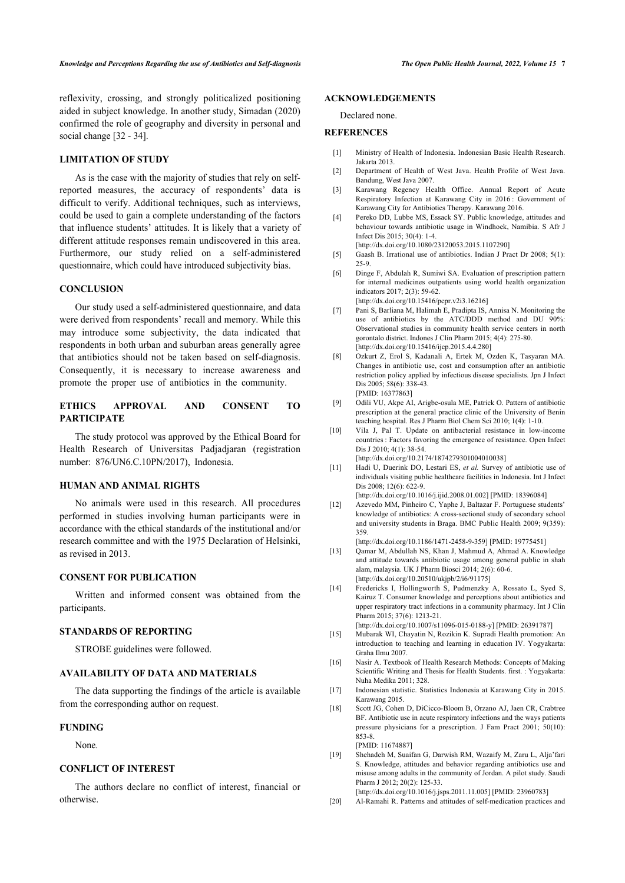reflexivity, crossing, and strongly politicalized positioning aided in subject knowledge. In another study, Simadan (2020) confirmed the role of geography and diversity in personal and social change [32 - 34].

## LIMITATION OF STUDY

As is the case with the majority of studies that rely on self-reported measures, the accuracy of respondents' data is difficult to verify. Additional techniques, such as interviews, could be used to gain a complete understanding of the factors that influence students' attitudes. It is likely that a variety of different attitude responses remain undiscovered in this area. Furthermore, our study relied on a self-administered questionnaire, which could have introduced subjectivity bias.

## CONCLUSION

Our study used a self-administered questionnaire, and data were derived from respondents' recall and memory. While this may introduce some subjectivity, the data indicated that respondents in both urban and suburban areas generally agree that antibiotics should not be taken based on self-diagnosis. Consequently, it is necessary to increase awareness and promote the proper use of antibiotics in the community.

## ETHICS APPROVAL AND CONSENT TO PARTICIPATE

The study protocol was approved by the Ethical Board for Health Research of Universitas Padjadjaran (registration number: 876/UN6.C.10PN/2017), Indonesia.

## HUMAN AND ANIMAL RIGHTS

No animals were used in this research. All procedures performed in studies involving human participants were in accordance with the ethical standards of the institutional and/or research committee and with the 1975 Declaration of Helsinki, as revised in 2013.

## CONSENT FOR PUBLICATION

Written and informed consent was obtained from the participants.

## STANDARDS OF REPORTING

STROBE guidelines were followed.

## AVAILABILITY OF DATA AND MATERIALS

The data supporting the findings of the article is available from the corresponding author on request.

## FUNDING

None.

## CONFLICT OF INTEREST

The authors declare no conflict of interest, financial or otherwise.

## ACKNOWLEDGEMENTS

Declared none.

## REFERENCES

[1] Ministry of Health of Indonesia. Indonesian Basic Health Research. Jakarta 2013.

[2] Department of Health of West Java. Health Profile of West Java. Bandung, West Java 2007.

[3] Karawang Regency Health Office. Annual Report of Acute Respiratory Infection at Karawang City in 2016 : Government of Karawang City for Antibiotics Therapy. Karawang 2016.

[4] Pereko DD, Lubbe MS, Essack SY. Public knowledge, attitudes and behaviour towards antibiotic usage in Windhoek, Namibia. S Afr J Infect Dis 2015; 30(4): 1-4. [http://dx.doi.org/10.1080/23120053.2015.1107290]

[5] Gaash B. Irrational use of antibiotics. Indian J Pract Dr 2008; 5(1): 25-9.

[6] Dinge F, Abdulah R, Sumiwi SA. Evaluation of prescription pattern for internal medicines outpatients using world health organization indicators 2017; 2(3): 59-62. [http://dx.doi.org/10.15416/pcpr.v2i3.16216]

[7] Pani S, Barliana M, Halimah E, Pradipta IS, Annisa N. Monitoring the use of antibiotics by the ATC/DDD method and DU 90%: Observational studies in community health service centers in north gorontalo district. Indones J Clin Pharm 2015; 4(4): 275-80. [http://dx.doi.org/10.15416/ijcp.2015.4.4.280]

[8] Ozkurt Z, Erol S, Kadanali A, Ertek M, Ozden K, Tasyaran MA. Changes in antibiotic use, cost and consumption after an antibiotic restriction policy applied by infectious disease specialists. Jpn J Infect Dis 2005; 58(6): 338-43. [PMID: 16377863]

[9] Odili VU, Akpe AI, Arigbe-osula ME, Patrick O. Pattern of antibiotic prescription at the general practice clinic of the University of Benin teaching hospital. Res J Pharm Biol Chem Sci 2010; 1(4): 1-10.

[10] Vila J, Pal T. Update on antibacterial resistance in low-income countries : Factors favoring the emergence of resistance. Open Infect Dis J 2010; 4(1): 38-54. [http://dx.doi.org/10.2174/1874279301004010038]

[11] Hadi U, Duerink DO, Lestari ES, *et al.* Survey of antibiotic use of individuals visiting public healthcare facilities in Indonesia. Int J Infect Dis 2008; 12(6): 622-9. [http://dx.doi.org/10.1016/j.ijid.2008.01.002] [PMID: 18396084]

[12] Azevedo MM, Pinheiro C, Yaphe J, Baltazar F. Portuguese students' knowledge of antibiotics: A cross-sectional study of secondary school and university students in Braga. BMC Public Health 2009; 9(359): 359. [http://dx.doi.org/10.1186/1471-2458-9-359] [PMID: 19775451]

[13] Qamar M, Abdullah NS, Khan J, Mahmud A, Ahmad A. Knowledge and attitude towards antibiotic usage among general public in shah alam, malaysia. UK J Pharm Biosci 2014; 2(6): 60-6. [http://dx.doi.org/10.20510/ukjpb/2/i6/91175]

[14] Fredericks I, Hollingworth S, Pudmenzky A, Rossato L, Syed S, Kairuz T. Consumer knowledge and perceptions about antibiotics and upper respiratory tract infections in a community pharmacy. Int J Clin Pharm 2015; 37(6): 1213-21. [http://dx.doi.org/10.1007/s11096-015-0188-y] [PMID: 26391787]

[15] Mubarak WI, Chayatin N, Rozikin K. Supradi Health promotion: An introduction to teaching and learning in education IV. Yogyakarta: Graha Ilmu 2007.

[16] Nasir A. Textbook of Health Research Methods: Concepts of Making Scientific Writing and Thesis for Health Students. first. : Yogyakarta: Nuha Medika 2011; 328.

[17] Indonesian statistic. Statistics Indonesia at Karawang City in 2015. Karawang 2015.

[18] Scott JG, Cohen D, DiCicco-Bloom B, Orzano AJ, Jaen CR, Crabtree BF. Antibiotic use in acute respiratory infections and the ways patients pressure physicians for a prescription. J Fam Pract 2001; 50(10): 853-8. [PMID: 11674887]

[19] Shehadeh M, Suaifan G, Darwish RM, Wazaify M, Zaru L, Alja'fari S. Knowledge, attitudes and behavior regarding antibiotics use and misuse among adults in the community of Jordan. A pilot study. Saudi Pharm J 2012; 20(2): 125-33. [http://dx.doi.org/10.1016/j.jsps.2011.11.005] [PMID: 23960783]

[20] Al-Ramahi R. Patterns and attitudes of self-medication practices and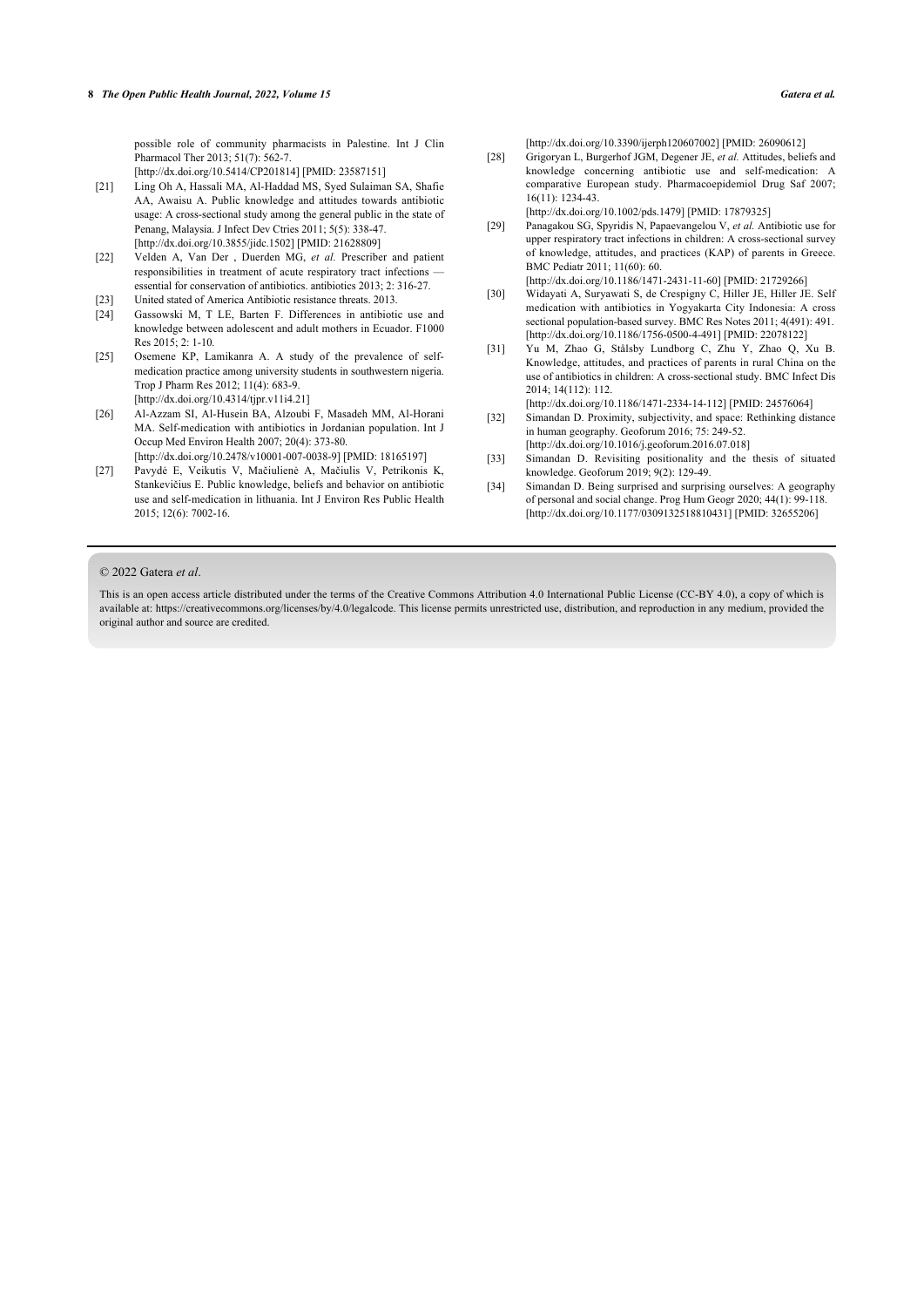possible role of community pharmacists in Palestine. Int J Clin Pharmacol Ther 2013; 51(7): 562-7.
[http://dx.doi.org/10.5414/CP201814] [PMID: 23587151]

[21] Ling Oh A, Hassali MA, Al-Haddad MS, Syed Sulaiman SA, Shafie AA, Awaisu A. Public knowledge and attitudes towards antibiotic usage: A cross-sectional study among the general public in the state of Penang, Malaysia. J Infect Dev Ctries 2011; 5(5): 338-47.
[http://dx.doi.org/10.3855/jidc.1502] [PMID: 21628809]

[22] Velden A, Van Der , Duerden MG, *et al.* Prescriber and patient responsibilities in treatment of acute respiratory tract infections — essential for conservation of antibiotics. antibiotics 2013; 2: 316-27.

[23] United stated of America Antibiotic resistance threats. 2013.

[24] Gassowski M, T LE, Barten F. Differences in antibiotic use and knowledge between adolescent and adult mothers in Ecuador. F1000 Res 2015; 2: 1-10.

[25] Osemene KP, Lamikanra A. A study of the prevalence of self-medication practice among university students in southwestern nigeria. Trop J Pharm Res 2012; 11(4): 683-9.
[http://dx.doi.org/10.4314/tjpr.v11i4.21]

[26] Al-Azzam SI, Al-Husein BA, Alzoubi F, Masadeh MM, Al-Horani MA. Self-medication with antibiotics in Jordanian population. Int J Occup Med Environ Health 2007; 20(4): 373-80.
[http://dx.doi.org/10.2478/v10001-007-0038-9] [PMID: 18165197]

[27] Pavydė E, Veikutis V, Mačiulienė A, Mačiulis V, Petrikonis K, Stankevičius E. Public knowledge, beliefs and behavior on antibiotic use and self-medication in lithuania. Int J Environ Res Public Health 2015; 12(6): 7002-16.
[http://dx.doi.org/10.3390/ijerph120607002] [PMID: 26090612]

[28] Grigoryan L, Burgerhof JGM, Degener JE, *et al.* Attitudes, beliefs and knowledge concerning antibiotic use and self-medication: A comparative European study. Pharmacoepidemiol Drug Saf 2007; 16(11): 1234-43.
[http://dx.doi.org/10.1002/pds.1479] [PMID: 17879325]

[29] Panagakou SG, Spyridis N, Papaevangelou V, *et al.* Antibiotic use for upper respiratory tract infections in children: A cross-sectional survey of knowledge, attitudes, and practices (KAP) of parents in Greece. BMC Pediatr 2011; 11(60): 60.
[http://dx.doi.org/10.1186/1471-2431-11-60] [PMID: 21729266]

[30] Widayati A, Suryawati S, de Crespigny C, Hiller JE, Hiller JE. Self medication with antibiotics in Yogyakarta City Indonesia: A cross sectional population-based survey. BMC Res Notes 2011; 4(491): 491.
[http://dx.doi.org/10.1186/1756-0500-4-491] [PMID: 22078122]

[31] Yu M, Zhao G, Stålsby Lundborg C, Zhu Y, Zhao Q, Xu B. Knowledge, attitudes, and practices of parents in rural China on the use of antibiotics in children: A cross-sectional study. BMC Infect Dis 2014; 14(112): 112.
[http://dx.doi.org/10.1186/1471-2334-14-112] [PMID: 24576064]

[32] Simandan D. Proximity, subjectivity, and space: Rethinking distance in human geography. Geoforum 2016; 75: 249-52.
[http://dx.doi.org/10.1016/j.geoforum.2016.07.018]

[33] Simandan D. Revisiting positionality and the thesis of situated knowledge. Geoforum 2019; 9(2): 129-49.

[34] Simandan D. Being surprised and surprising ourselves: A geography of personal and social change. Prog Hum Geogr 2020; 44(1): 99-118.
[http://dx.doi.org/10.1177/0309132518810431] [PMID: 32655206]

© 2022 Gatera *et al*.

This is an open access article distributed under the terms of the Creative Commons Attribution 4.0 International Public License (CC-BY 4.0), a copy of which is available at: https://creativecommons.org/licenses/by/4.0/legalcode. This license permits unrestricted use, distribution, and reproduction in any medium, provided the original author and source are credited.